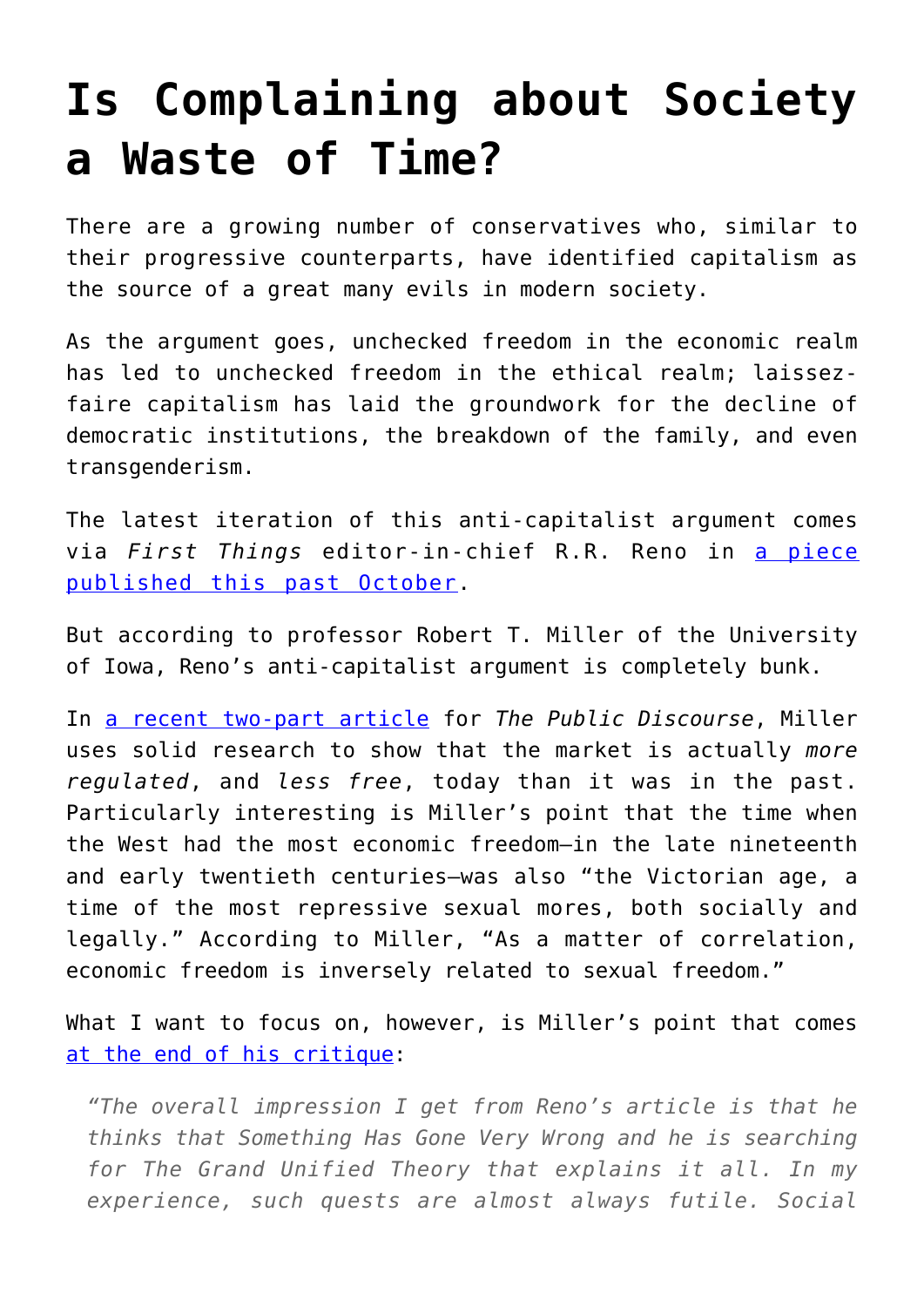# Is Complaining about Society a Waste of Time?

There are a growing number of conservatives who, similar to their progressive counterparts, have identified capitalism as the source of a great many evils in modern society.

As the argument goes, unchecked freedom in the economic realm has led to unchecked freedom in the ethical realm; laissez-faire capitalism has laid the groundwork for the decline of democratic institutions, the breakdown of the family, and even transgenderism.

The latest iteration of this anti-capitalist argument comes via *First Things* editor-in-chief R.R. Reno in a piece published this past October.

But according to professor Robert T. Miller of the University of Iowa, Reno's anti-capitalist argument is completely bunk.

In a recent two-part article for *The Public Discourse*, Miller uses solid research to show that the market is actually *more regulated*, and *less free*, today than it was in the past. Particularly interesting is Miller's point that the time when the West had the most economic freedom—in the late nineteenth and early twentieth centuries—was also "the Victorian age, a time of the most repressive sexual mores, both socially and legally." According to Miller, "As a matter of correlation, economic freedom is inversely related to sexual freedom."

What I want to focus on, however, is Miller's point that comes at the end of his critique:

> *"The overall impression I get from Reno's article is that he thinks that Something Has Gone Very Wrong and he is searching for The Grand Unified Theory that explains it all. In my experience, such quests are almost always futile. Social*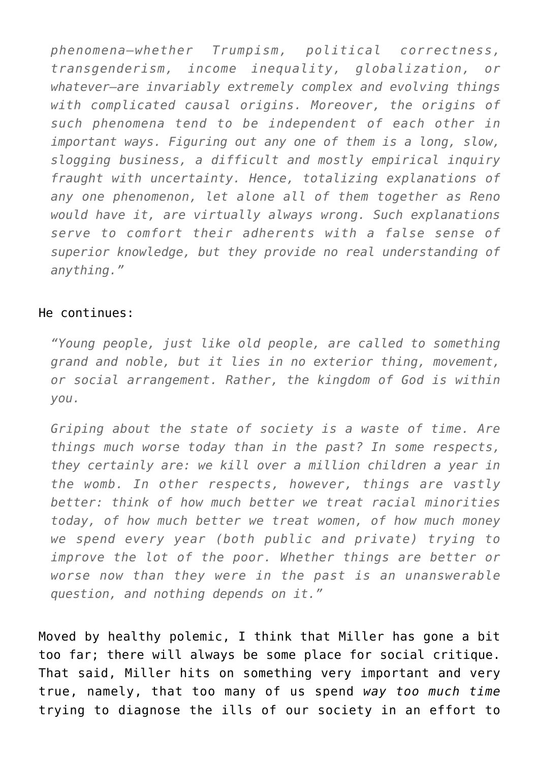> *phenomena—whether Trumpism, political correctness, transgenderism, income inequality, globalization, or whatever—are invariably extremely complex and evolving things with complicated causal origins. Moreover, the origins of such phenomena tend to be independent of each other in important ways. Figuring out any one of them is a long, slow, slogging business, a difficult and mostly empirical inquiry fraught with uncertainty. Hence, totalizing explanations of any one phenomenon, let alone all of them together as Reno would have it, are virtually always wrong. Such explanations serve to comfort their adherents with a false sense of superior knowledge, but they provide no real understanding of anything."*

He continues:

> *"Young people, just like old people, are called to something grand and noble, but it lies in no exterior thing, movement, or social arrangement. Rather, the kingdom of God is within you.*
>
> *Griping about the state of society is a waste of time. Are things much worse today than in the past? In some respects, they certainly are: we kill over a million children a year in the womb. In other respects, however, things are vastly better: think of how much better we treat racial minorities today, of how much better we treat women, of how much money we spend every year (both public and private) trying to improve the lot of the poor. Whether things are better or worse now than they were in the past is an unanswerable question, and nothing depends on it."*

Moved by healthy polemic, I think that Miller has gone a bit too far; there will always be some place for social critique. That said, Miller hits on something very important and very true, namely, that too many of us spend *way too much time* trying to diagnose the ills of our society in an effort to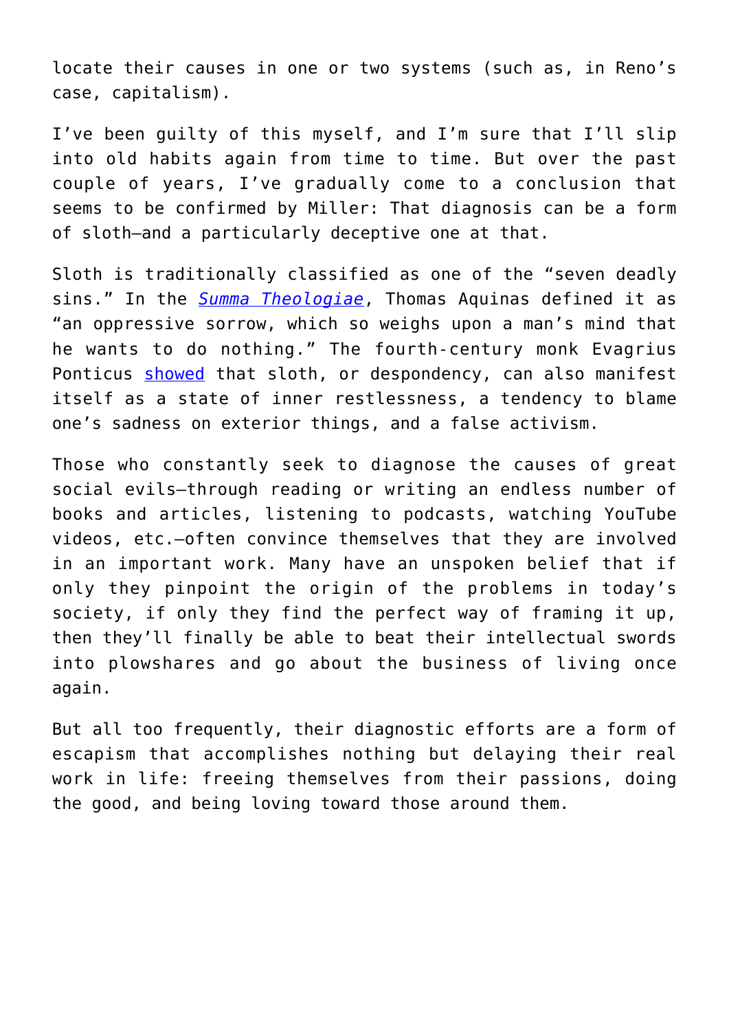locate their causes in one or two systems (such as, in Reno's case, capitalism).

I've been guilty of this myself, and I'm sure that I'll slip into old habits again from time to time. But over the past couple of years, I've gradually come to a conclusion that seems to be confirmed by Miller: That diagnosis can be a form of sloth—and a particularly deceptive one at that.

Sloth is traditionally classified as one of the "seven deadly sins." In the *Summa Theologiae*, Thomas Aquinas defined it as "an oppressive sorrow, which so weighs upon a man's mind that he wants to do nothing." The fourth-century monk Evagrius Ponticus showed that sloth, or despondency, can also manifest itself as a state of inner restlessness, a tendency to blame one's sadness on exterior things, and a false activism.

Those who constantly seek to diagnose the causes of great social evils—through reading or writing an endless number of books and articles, listening to podcasts, watching YouTube videos, etc.—often convince themselves that they are involved in an important work. Many have an unspoken belief that if only they pinpoint the origin of the problems in today's society, if only they find the perfect way of framing it up, then they'll finally be able to beat their intellectual swords into plowshares and go about the business of living once again.

But all too frequently, their diagnostic efforts are a form of escapism that accomplishes nothing but delaying their real work in life: freeing themselves from their passions, doing the good, and being loving toward those around them.